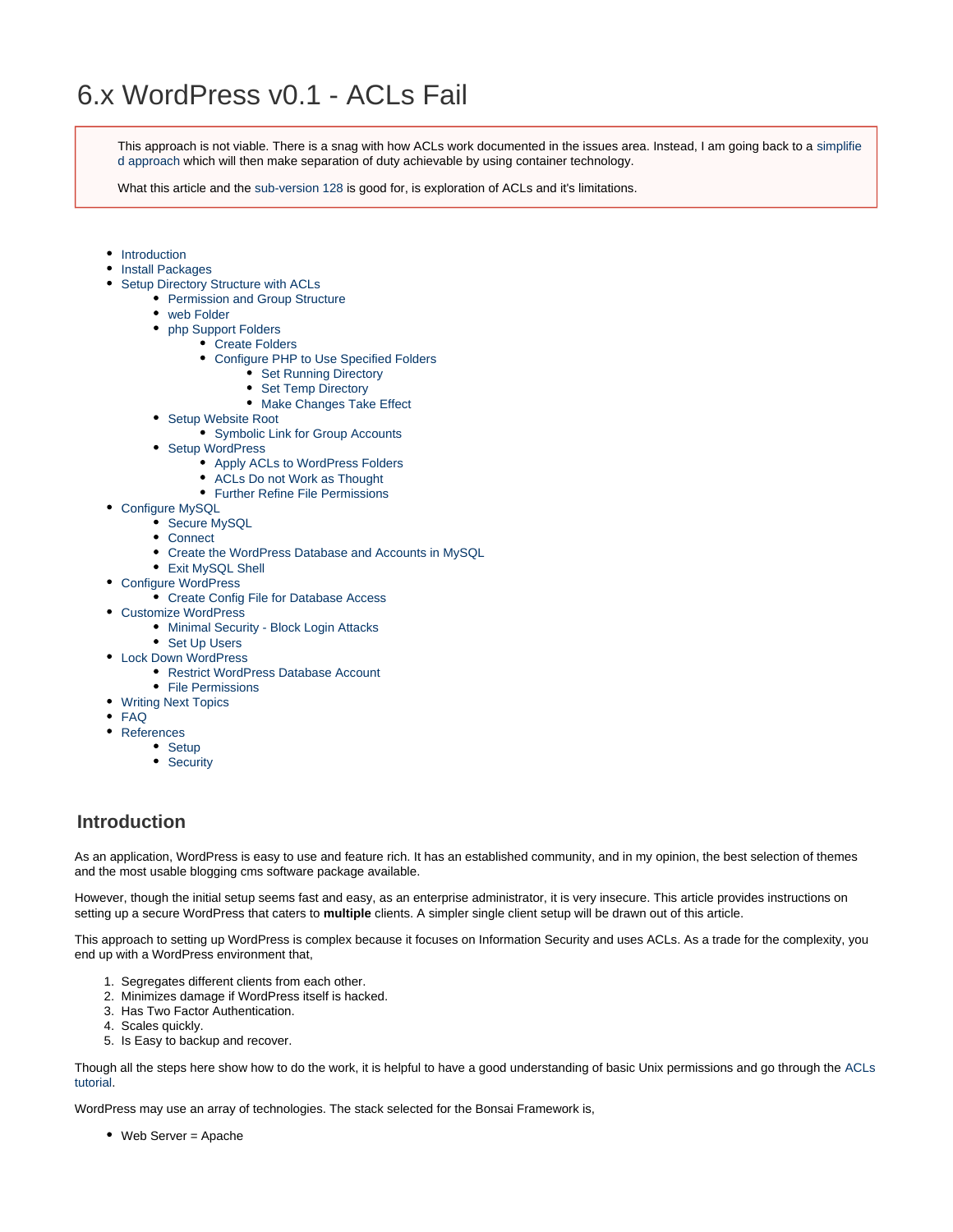# 6.x WordPress v0.1 - ACLs Fail

> This approach is not viable. There is a snag with how ACLs work documented in the issues area. Instead, I am going back to a simplified approach which will then make separation of duty achievable by using container technology.
>
> What this article and the sub-version 128 is good for, is exploration of ACLs and it's limitations.

- Introduction
- Install Packages
- Setup Directory Structure with ACLs
  - Permission and Group Structure
  - web Folder
  - php Support Folders
    - Create Folders
    - Configure PHP to Use Specified Folders
      - Set Running Directory
      - Set Temp Directory
      - Make Changes Take Effect
  - Setup Website Root
    - Symbolic Link for Group Accounts
  - Setup WordPress
    - Apply ACLs to WordPress Folders
    - ACLs Do not Work as Thought
    - Further Refine File Permissions
- Configure MySQL
  - Secure MySQL
  - Connect
  - Create the WordPress Database and Accounts in MySQL
  - Exit MySQL Shell
- Configure WordPress
  - Create Config File for Database Access
- Customize WordPress
  - Minimal Security - Block Login Attacks
  - Set Up Users
- Lock Down WordPress
  - Restrict WordPress Database Account
  - File Permissions
- Writing Next Topics
- FAQ
- References
  - Setup
  - Security

## Introduction

As an application, WordPress is easy to use and feature rich. It has an established community, and in my opinion, the best selection of themes and the most usable blogging cms software package available.

However, though the initial setup seems fast and easy, as an enterprise administrator, it is very insecure. This article provides instructions on setting up a secure WordPress that caters to **multiple** clients. A simpler single client setup will be drawn out of this article.

This approach to setting up WordPress is complex because it focuses on Information Security and uses ACLs. As a trade for the complexity, you end up with a WordPress environment that,

1. Segregates different clients from each other.
2. Minimizes damage if WordPress itself is hacked.
3. Has Two Factor Authentication.
4. Scales quickly.
5. Is Easy to backup and recover.

Though all the steps here show how to do the work, it is helpful to have a good understanding of basic Unix permissions and go through the ACLs tutorial.

WordPress may use an array of technologies. The stack selected for the Bonsai Framework is,

- Web Server = Apache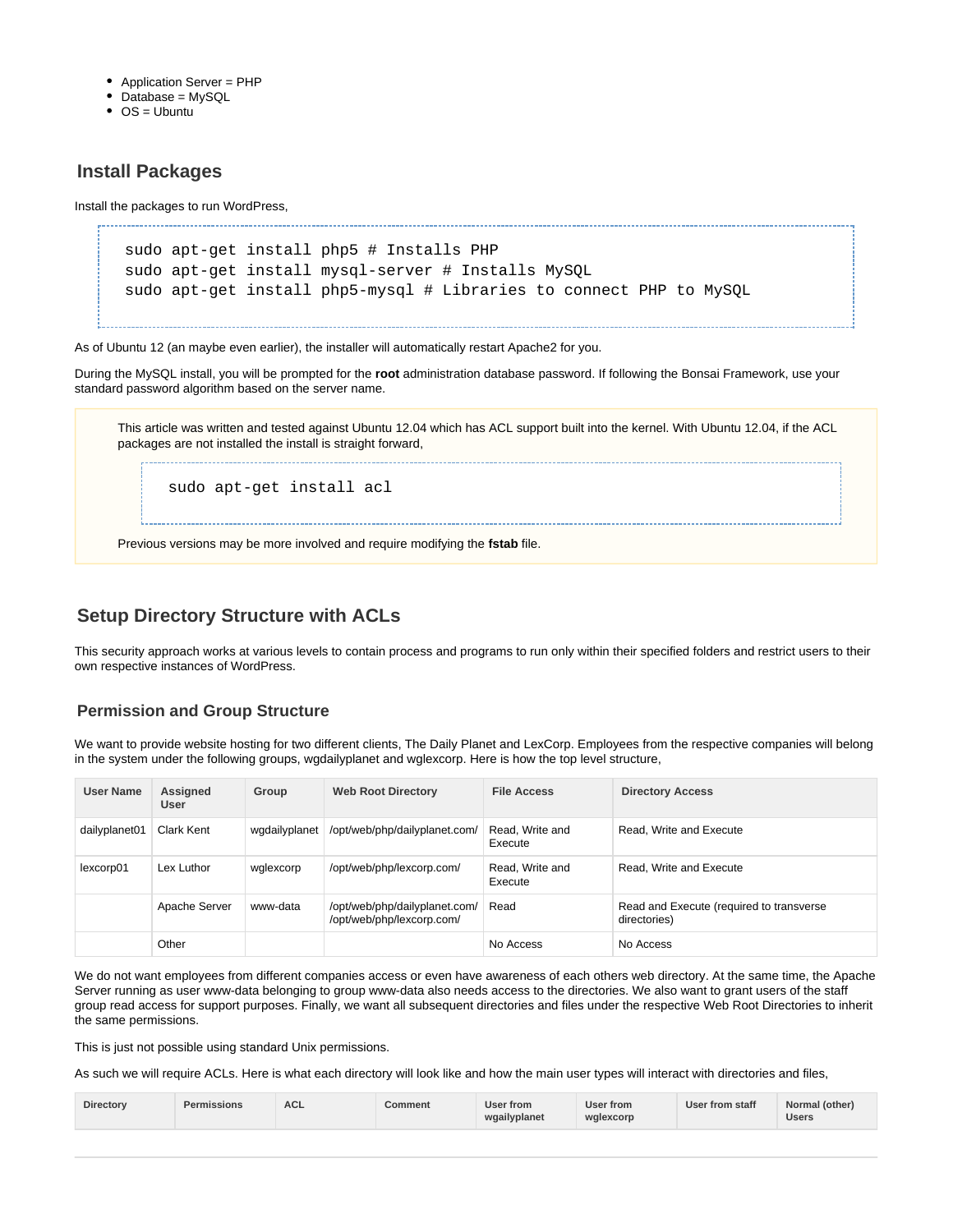- Application Server = PHP
- Database = MySQL
- OS = Ubuntu

## Install Packages

Install the packages to run WordPress,

```
sudo apt-get install php5 # Installs PHP
sudo apt-get install mysql-server # Installs MySQL
sudo apt-get install php5-mysql # Libraries to connect PHP to MySQL
```

As of Ubuntu 12 (an maybe even earlier), the installer will automatically restart Apache2 for you.

During the MySQL install, you will be prompted for the **root** administration database password. If following the Bonsai Framework, use your standard password algorithm based on the server name.

> This article was written and tested against Ubuntu 12.04 which has ACL support built into the kernel. With Ubuntu 12.04, if the ACL packages are not installed the install is straight forward,
>
> ```
> sudo apt-get install acl
> ```
>
> Previous versions may be more involved and require modifying the **fstab** file.

## Setup Directory Structure with ACLs

This security approach works at various levels to contain process and programs to run only within their specified folders and restrict users to their own respective instances of WordPress.

### Permission and Group Structure

We want to provide website hosting for two different clients, The Daily Planet and LexCorp. Employees from the respective companies will belong in the system under the following groups, wgdailyplanet and wglexcorp. Here is how the top level structure,

| User Name | Assigned User | Group | Web Root Directory | File Access | Directory Access |
|---|---|---|---|---|---|
| dailyplanet01 | Clark Kent | wgdailyplanet | /opt/web/php/dailyplanet.com/ | Read, Write and Execute | Read, Write and Execute |
| lexcorp01 | Lex Luthor | wglexcorp | /opt/web/php/lexcorp.com/ | Read, Write and Execute | Read, Write and Execute |
| | Apache Server | www-data | /opt/web/php/dailyplanet.com/ /opt/web/php/lexcorp.com/ | Read | Read and Execute (required to transverse directories) |
| | Other | | | No Access | No Access |

We do not want employees from different companies access or even have awareness of each others web directory. At the same time, the Apache Server running as user www-data belonging to group www-data also needs access to the directories. We also want to grant users of the staff group read access for support purposes. Finally, we want all subsequent directories and files under the respective Web Root Directories to inherit the same permissions.

This is just not possible using standard Unix permissions.

As such we will require ACLs. Here is what each directory will look like and how the main user types will interact with directories and files,

| Directory | Permissions | ACL | Comment | User from wgailyplanet | User from wglexcorp | User from staff | Normal (other) Users |
|---|---|---|---|---|---|---|---|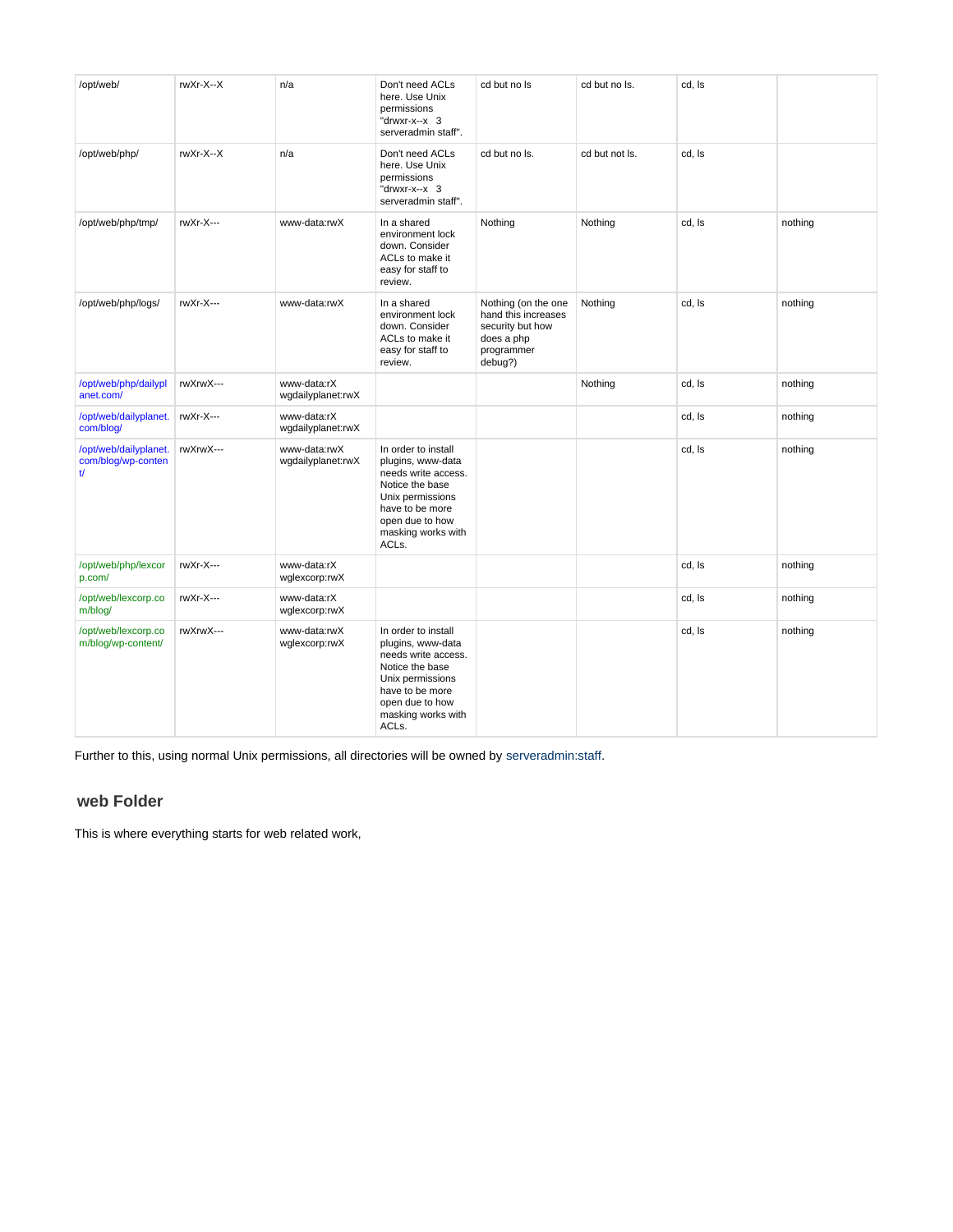| /opt/web/ | rwXr-X--X | n/a | Don't need ACLs here. Use Unix permissions "drwxr-x--x 3 serveradmin staff". | cd but no ls | cd but no ls. | cd, ls | |
|---|---|---|---|---|---|---|---|
| /opt/web/php/ | rwXr-X--X | n/a | Don't need ACLs here. Use Unix permissions "drwxr-x--x 3 serveradmin staff". | cd but no ls. | cd but not ls. | cd, ls | |
| /opt/web/php/tmp/ | rwXr-X--- | www-data:rwX | In a shared environment lock down. Consider ACLs to make it easy for staff to review. | Nothing | Nothing | cd, ls | nothing |
| /opt/web/php/logs/ | rwXr-X--- | www-data:rwX | In a shared environment lock down. Consider ACLs to make it easy for staff to review. | Nothing (on the one hand this increases security but how does a php programmer debug?) | Nothing | cd, ls | nothing |
| /opt/web/php/dailyplanet.com/ | rwXrwX--- | www-data:rX wgdailyplanet:rwX | | | Nothing | cd, ls | nothing |
| /opt/web/dailyplanet.com/blog/ | rwXr-X--- | www-data:rX wgdailyplanet:rwX | | | | cd, ls | nothing |
| /opt/web/dailyplanet.com/blog/wp-content/ | rwXrwX--- | www-data:rwX wgdailyplanet:rwX | In order to install plugins, www-data needs write access. Notice the base Unix permissions have to be more open due to how masking works with ACLs. | | | cd, ls | nothing |
| /opt/web/php/lexcorp.com/ | rwXr-X--- | www-data:rX wglexcorp:rwX | | | | cd, ls | nothing |
| /opt/web/lexcorp.com/blog/ | rwXr-X--- | www-data:rX wglexcorp:rwX | | | | cd, ls | nothing |
| /opt/web/lexcorp.com/blog/wp-content/ | rwXrwX--- | www-data:rwX wglexcorp:rwX | In order to install plugins, www-data needs write access. Notice the base Unix permissions have to be more open due to how masking works with ACLs. | | | cd, ls | nothing |

Further to this, using normal Unix permissions, all directories will be owned by serveradmin:staff.

## web Folder

This is where everything starts for web related work,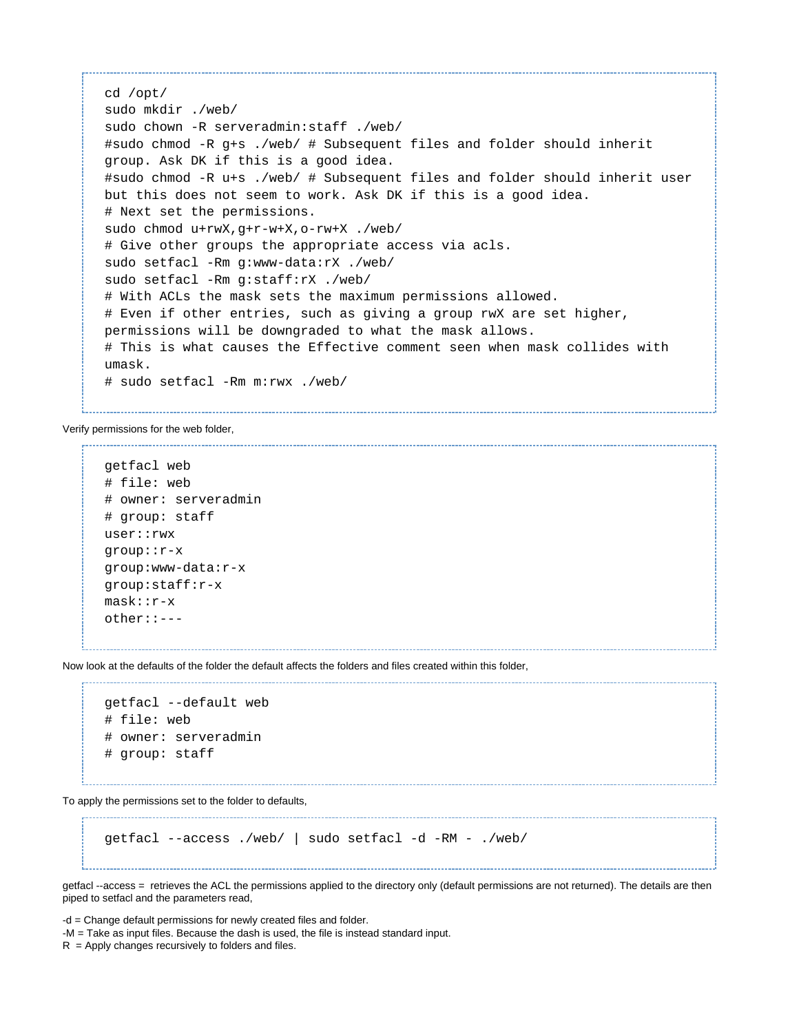```
cd /opt/
sudo mkdir ./web/
sudo chown -R serveradmin:staff ./web/
#sudo chmod -R g+s ./web/ # Subsequent files and folder should inherit group. Ask DK if this is a good idea.
#sudo chmod -R u+s ./web/ # Subsequent files and folder should inherit user but this does not seem to work. Ask DK if this is a good idea.
# Next set the permissions.
sudo chmod u+rwX,g+r-w+X,o-rw+X ./web/
# Give other groups the appropriate access via acls.
sudo setfacl -Rm g:www-data:rX ./web/
sudo setfacl -Rm g:staff:rX ./web/
# With ACLs the mask sets the maximum permissions allowed.
# Even if other entries, such as giving a group rwX are set higher, permissions will be downgraded to what the mask allows.
# This is what causes the Effective comment seen when mask collides with umask.
# sudo setfacl -Rm m:rwx ./web/
```

Verify permissions for the web folder,

```
getfacl web
# file: web
# owner: serveradmin
# group: staff
user::rwx
group::r-x
group:www-data:r-x
group:staff:r-x
mask::r-x
other::---
```

Now look at the defaults of the folder the default affects the folders and files created within this folder,

```
getfacl --default web
# file: web
# owner: serveradmin
# group: staff
```

To apply the permissions set to the folder to defaults,

```
getfacl --access ./web/ | sudo setfacl -d -RM - ./web/
```

getfacl --access = retrieves the ACL the permissions applied to the directory only (default permissions are not returned). The details are then piped to setfacl and the parameters read,

-d = Change default permissions for newly created files and folder.
-M = Take as input files. Because the dash is used, the file is instead standard input.
R = Apply changes recursively to folders and files.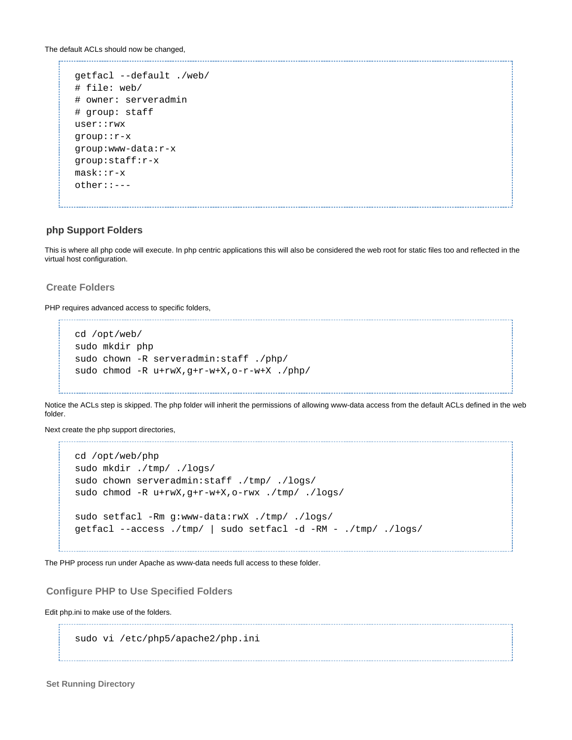The default ACLs should now be changed,

```
getfacl --default ./web/
# file: web/
# owner: serveradmin
# group: staff
user::rwx
group::r-x
group:www-data:r-x
group:staff:r-x
mask::r-x
other::---
```

### php Support Folders

This is where all php code will execute. In php centric applications this will also be considered the web root for static files too and reflected in the virtual host configuration.

#### Create Folders

PHP requires advanced access to specific folders,

```
cd /opt/web/
sudo mkdir php
sudo chown -R serveradmin:staff ./php/
sudo chmod -R u+rwX,g+r-w+X,o-r-w+X ./php/
```

Notice the ACLs step is skipped. The php folder will inherit the permissions of allowing www-data access from the default ACLs defined in the web folder.

Next create the php support directories,

```
cd /opt/web/php
sudo mkdir ./tmp/ ./logs/
sudo chown serveradmin:staff ./tmp/ ./logs/
sudo chmod -R u+rwX,g+r-w+X,o-rwx ./tmp/ ./logs/

sudo setfacl -Rm g:www-data:rwX ./tmp/ ./logs/
getfacl --access ./tmp/ | sudo setfacl -d -RM - ./tmp/ ./logs/
```

The PHP process run under Apache as www-data needs full access to these folder.

#### Configure PHP to Use Specified Folders

Edit php.ini to make use of the folders.

```
sudo vi /etc/php5/apache2/php.ini
```

##### Set Running Directory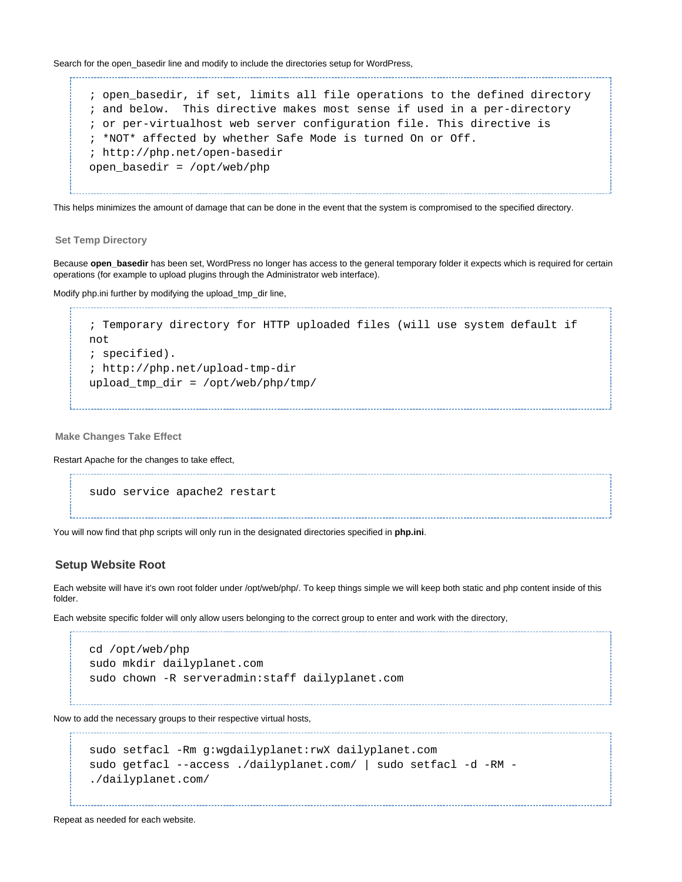Search for the open_basedir line and modify to include the directories setup for WordPress,

```
; open_basedir, if set, limits all file operations to the defined directory
; and below.  This directive makes most sense if used in a per-directory
; or per-virtualhost web server configuration file. This directive is
; *NOT* affected by whether Safe Mode is turned On or Off.
; http://php.net/open-basedir
open_basedir = /opt/web/php
```

This helps minimizes the amount of damage that can be done in the event that the system is compromised to the specified directory.

### Set Temp Directory

Because **open_basedir** has been set, WordPress no longer has access to the general temporary folder it expects which is required for certain operations (for example to upload plugins through the Administrator web interface).

Modify php.ini further by modifying the upload_tmp_dir line,

```
; Temporary directory for HTTP uploaded files (will use system default if
not
; specified).
; http://php.net/upload-tmp-dir
upload_tmp_dir = /opt/web/php/tmp/
```

### Make Changes Take Effect

Restart Apache for the changes to take effect,

```
sudo service apache2 restart
```

You will now find that php scripts will only run in the designated directories specified in **php.ini**.

## Setup Website Root

Each website will have it's own root folder under /opt/web/php/. To keep things simple we will keep both static and php content inside of this folder.

Each website specific folder will only allow users belonging to the correct group to enter and work with the directory,

```
cd /opt/web/php
sudo mkdir dailyplanet.com
sudo chown -R serveradmin:staff dailyplanet.com
```

Now to add the necessary groups to their respective virtual hosts,

```
sudo setfacl -Rm g:wgdailyplanet:rwX dailyplanet.com
sudo getfacl --access ./dailyplanet.com/ | sudo setfacl -d -RM -
./dailyplanet.com/
```

Repeat as needed for each website.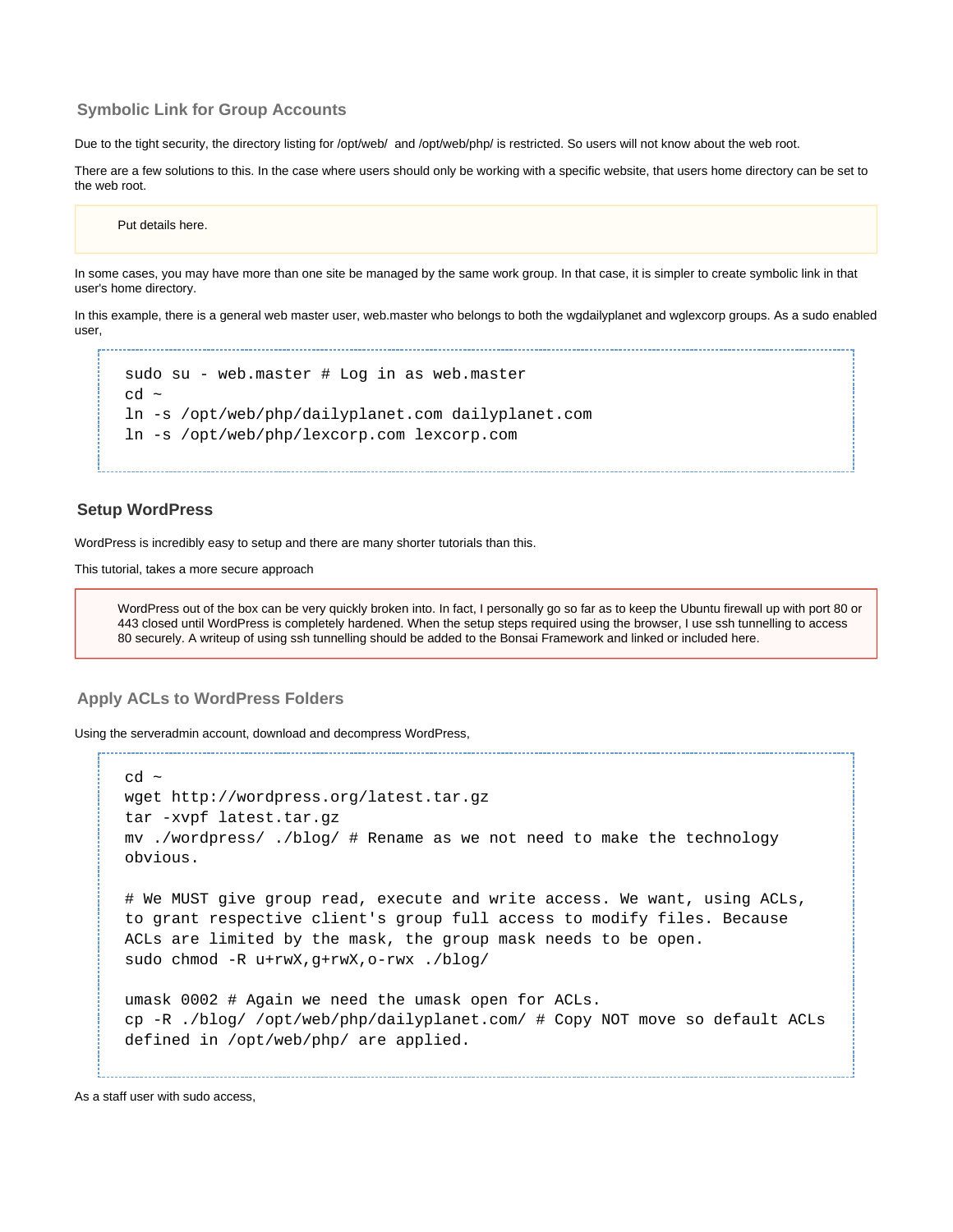### Symbolic Link for Group Accounts

Due to the tight security, the directory listing for /opt/web/ and /opt/web/php/ is restricted. So users will not know about the web root.

There are a few solutions to this. In the case where users should only be working with a specific website, that users home directory can be set to the web root.

> Put details here.

In some cases, you may have more than one site be managed by the same work group. In that case, it is simpler to create symbolic link in that user's home directory.

In this example, there is a general web master user, web.master who belongs to both the wgdailyplanet and wglexcorp groups. As a sudo enabled user,

```
sudo su - web.master # Log in as web.master
cd ~
ln -s /opt/web/php/dailyplanet.com dailyplanet.com
ln -s /opt/web/php/lexcorp.com lexcorp.com
```

### Setup WordPress

WordPress is incredibly easy to setup and there are many shorter tutorials than this.

This tutorial, takes a more secure approach

> WordPress out of the box can be very quickly broken into. In fact, I personally go so far as to keep the Ubuntu firewall up with port 80 or 443 closed until WordPress is completely hardened. When the setup steps required using the browser, I use ssh tunnelling to access 80 securely. A writeup of using ssh tunnelling should be added to the Bonsai Framework and linked or included here.

### Apply ACLs to WordPress Folders

Using the serveradmin account, download and decompress WordPress,

```
cd ~
wget http://wordpress.org/latest.tar.gz
tar -xvpf latest.tar.gz
mv ./wordpress/ ./blog/ # Rename as we not need to make the technology
obvious.

# We MUST give group read, execute and write access. We want, using ACLs,
to grant respective client's group full access to modify files. Because
ACLs are limited by the mask, the group mask needs to be open.
sudo chmod -R u+rwX,g+rwX,o-rwx ./blog/

umask 0002 # Again we need the umask open for ACLs.
cp -R ./blog/ /opt/web/php/dailyplanet.com/ # Copy NOT move so default ACLs
defined in /opt/web/php/ are applied.
```

As a staff user with sudo access,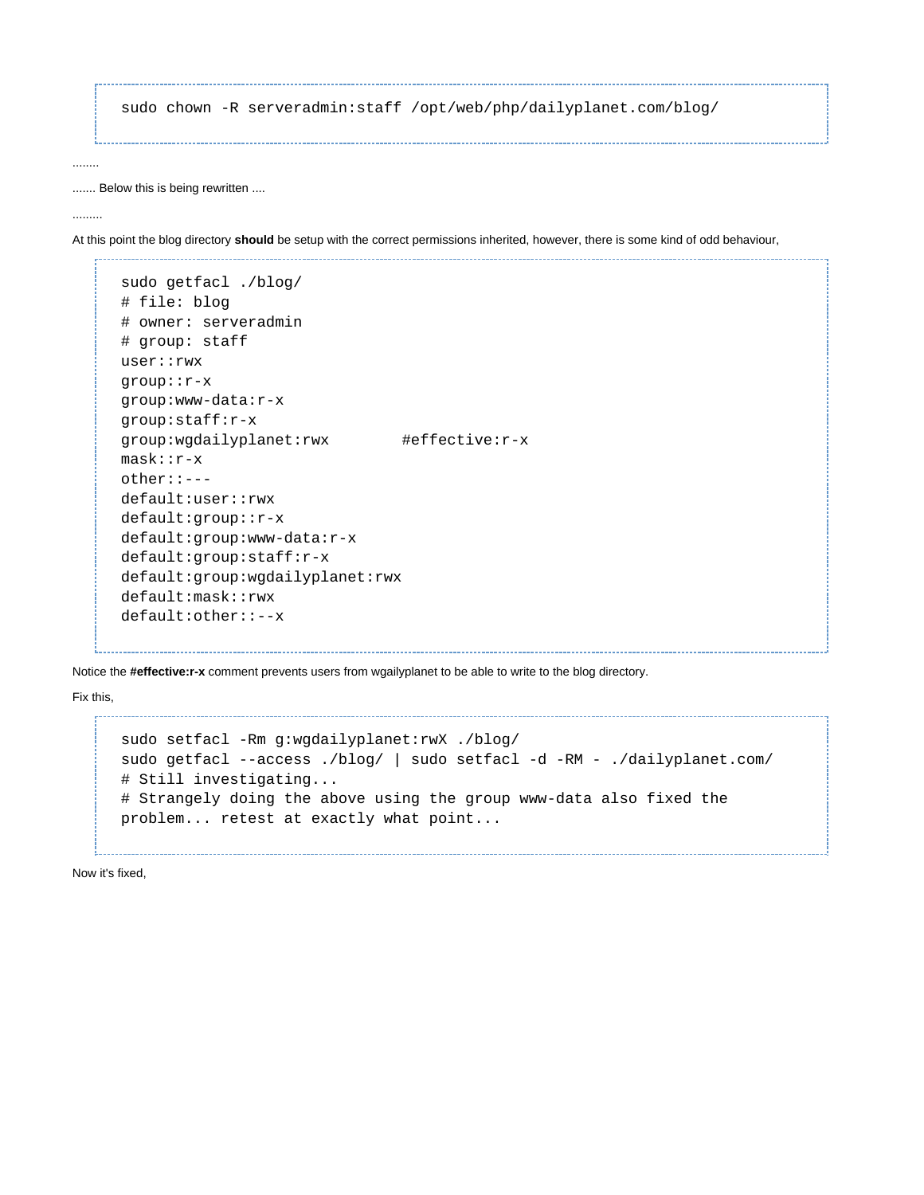```
sudo chown -R serveradmin:staff /opt/web/php/dailyplanet.com/blog/
```

........

....... Below this is being rewritten ....

.........

At this point the blog directory **should** be setup with the correct permissions inherited, however, there is some kind of odd behaviour,

```
sudo getfacl ./blog/
# file: blog
# owner: serveradmin
# group: staff
user::rwx
group::r-x
group:www-data:r-x
group:staff:r-x
group:wgdailyplanet:rwx        #effective:r-x
mask::r-x
other::---
default:user::rwx
default:group::r-x
default:group:www-data:r-x
default:group:staff:r-x
default:group:wgdailyplanet:rwx
default:mask::rwx
default:other::--x
```

Notice the **#effective:r-x** comment prevents users from wgailyplanet to be able to write to the blog directory.

Fix this,

```
sudo setfacl -Rm g:wgdailyplanet:rwX ./blog/
sudo getfacl --access ./blog/ | sudo setfacl -d -RM - ./dailyplanet.com/
# Still investigating...
# Strangely doing the above using the group www-data also fixed the
problem... retest at exactly what point...
```

Now it's fixed,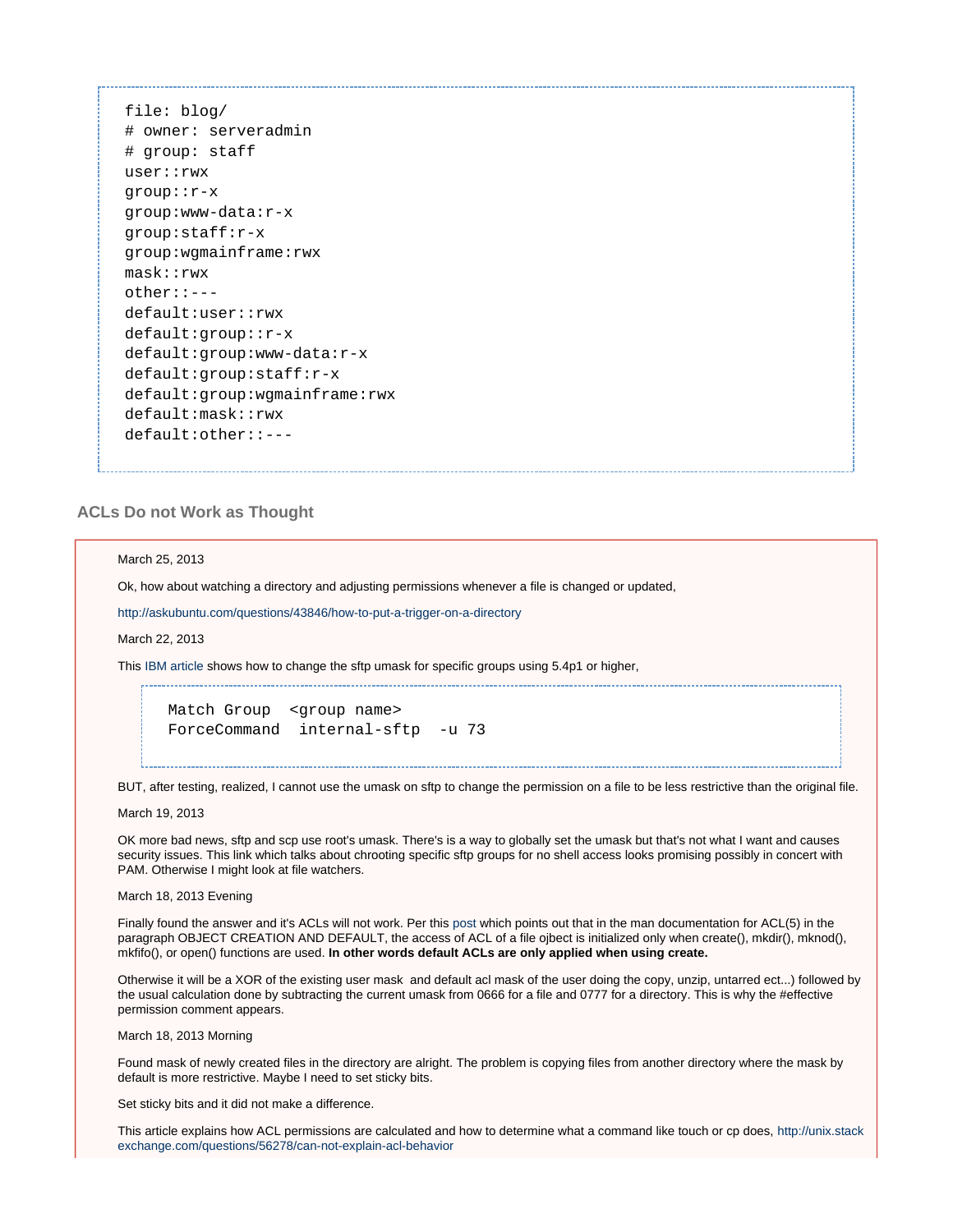```
file: blog/
# owner: serveradmin
# group: staff
user::rwx
group::r-x
group:www-data:r-x
group:staff:r-x
group:wgmainframe:rwx
mask::rwx
other::---
default:user::rwx
default:group::r-x
default:group:www-data:r-x
default:group:staff:r-x
default:group:wgmainframe:rwx
default:mask::rwx
default:other::---
```

### ACLs Do not Work as Thought

March 25, 2013

Ok, how about watching a directory and adjusting permissions whenever a file is changed or updated,

http://askubuntu.com/questions/43846/how-to-put-a-trigger-on-a-directory

March 22, 2013

This IBM article shows how to change the sftp umask for specific groups using 5.4p1 or higher,

```
Match Group  <group name>
ForceCommand  internal-sftp  -u 73
```

BUT, after testing, realized, I cannot use the umask on sftp to change the permission on a file to be less restrictive than the original file.

March 19, 2013

OK more bad news, sftp and scp use root's umask. There's is a way to globally set the umask but that's not what I want and causes security issues. This link which talks about chrooting specific sftp groups for no shell access looks promising possibly in concert with PAM. Otherwise I might look at file watchers.

March 18, 2013 Evening

Finally found the answer and it's ACLs will not work. Per this post which points out that in the man documentation for ACL(5) in the paragraph OBJECT CREATION AND DEFAULT, the access of ACL of a file ojbect is initialized only when create(), mkdir(), mknod(), mkfifo(), or open() functions are used. **In other words default ACLs are only applied when using create.**

Otherwise it will be a XOR of the existing user mask  and default acl mask of the user doing the copy, unzip, untarred ect...) followed by the usual calculation done by subtracting the current umask from 0666 for a file and 0777 for a directory. This is why the #effective permission comment appears.

March 18, 2013 Morning

Found mask of newly created files in the directory are alright. The problem is copying files from another directory where the mask by default is more restrictive. Maybe I need to set sticky bits.

Set sticky bits and it did not make a difference.

This article explains how ACL permissions are calculated and how to determine what a command like touch or cp does, http://unix.stackexchange.com/questions/56278/can-not-explain-acl-behavior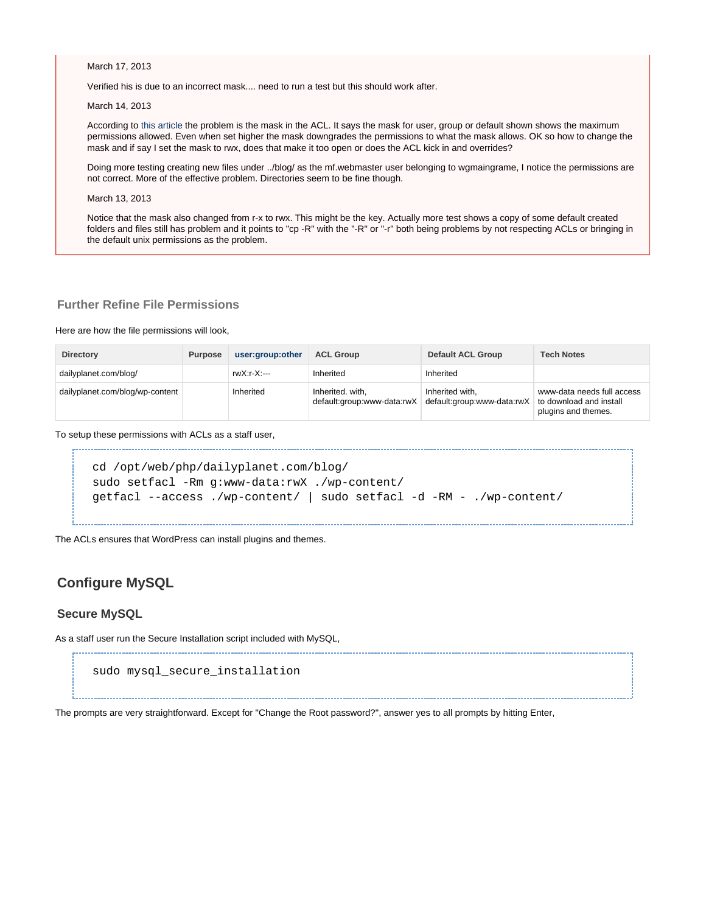March 17, 2013

Verified his is due to an incorrect mask.... need to run a test but this should work after.

March 14, 2013

According to this article the problem is the mask in the ACL. It says the mask for user, group or default shown shows the maximum permissions allowed. Even when set higher the mask downgrades the permissions to what the mask allows. OK so how to change the mask and if say I set the mask to rwx, does that make it too open or does the ACL kick in and overrides?

Doing more testing creating new files under ../blog/ as the mf.webmaster user belonging to wgmaingrame, I notice the permissions are not correct. More of the effective problem. Directories seem to be fine though.

March 13, 2013

Notice that the mask also changed from r-x to rwx. This might be the key. Actually more test shows a copy of some default created folders and files still has problem and it points to "cp -R" with the "-R" or "-r" both being problems by not respecting ACLs or bringing in the default unix permissions as the problem.

### Further Refine File Permissions

Here are how the file permissions will look,

| Directory | Purpose | user:group:other | ACL Group | Default ACL Group | Tech Notes |
| --- | --- | --- | --- | --- | --- |
| dailyplanet.com/blog/ | | rwX:r-X:--- | Inherited | Inherited | |
| dailyplanet.com/blog/wp-content | | Inherited | Inherited. with, default:group:www-data:rwX | Inherited with, default:group:www-data:rwX | www-data needs full access to download and install plugins and themes. |

To setup these permissions with ACLs as a staff user,

```
cd /opt/web/php/dailyplanet.com/blog/
sudo setfacl -Rm g:www-data:rwX ./wp-content/
getfacl --access ./wp-content/ | sudo setfacl -d -RM - ./wp-content/
```

The ACLs ensures that WordPress can install plugins and themes.

## Configure MySQL

### Secure MySQL

As a staff user run the Secure Installation script included with MySQL,

```
sudo mysql_secure_installation
```

The prompts are very straightforward. Except for "Change the Root password?", answer yes to all prompts by hitting Enter,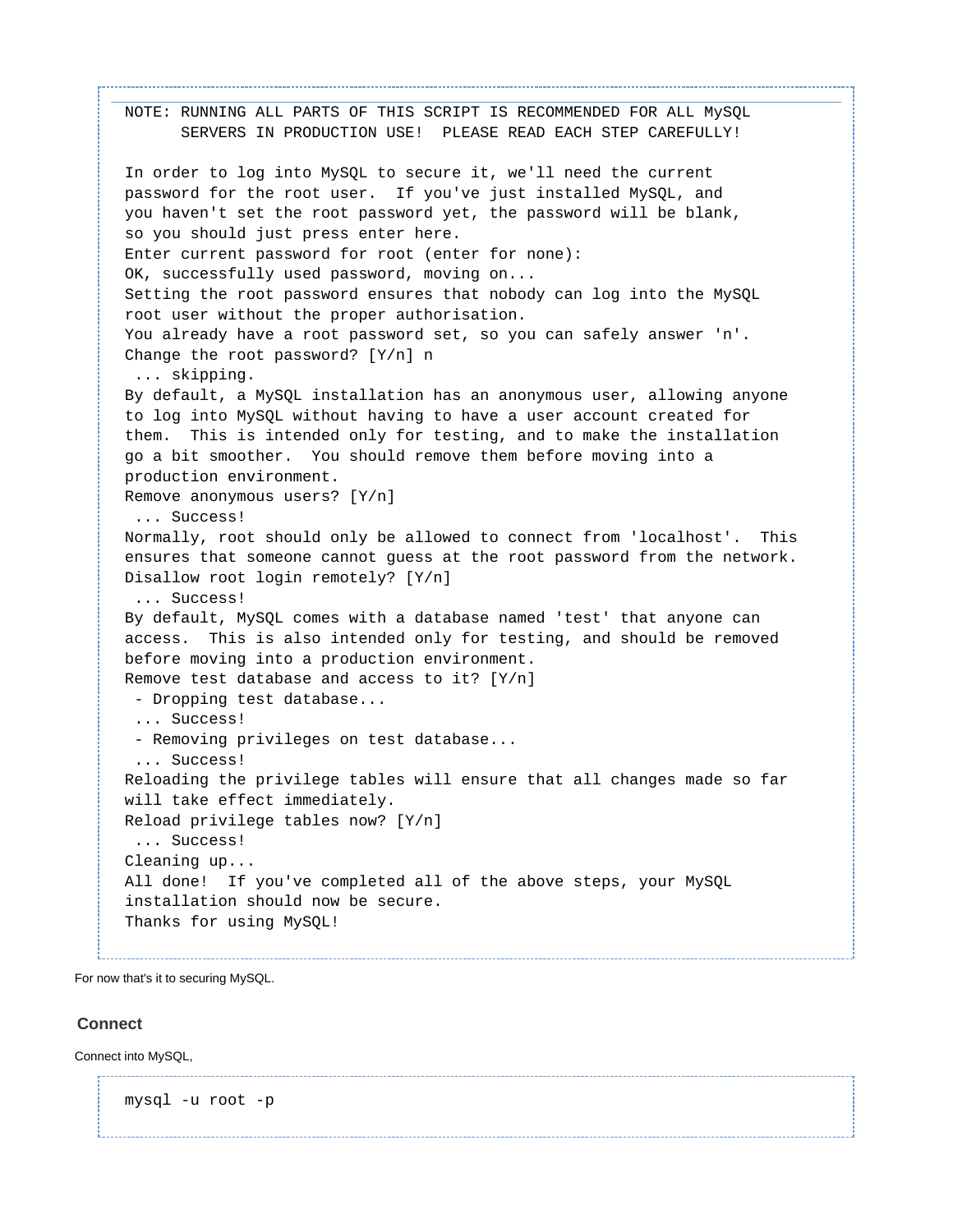```
NOTE: RUNNING ALL PARTS OF THIS SCRIPT IS RECOMMENDED FOR ALL MySQL
      SERVERS IN PRODUCTION USE!  PLEASE READ EACH STEP CAREFULLY!

In order to log into MySQL to secure it, we'll need the current
password for the root user.  If you've just installed MySQL, and
you haven't set the root password yet, the password will be blank,
so you should just press enter here.
Enter current password for root (enter for none):
OK, successfully used password, moving on...
Setting the root password ensures that nobody can log into the MySQL
root user without the proper authorisation.
You already have a root password set, so you can safely answer 'n'.
Change the root password? [Y/n] n
 ... skipping.
By default, a MySQL installation has an anonymous user, allowing anyone
to log into MySQL without having to have a user account created for
them.  This is intended only for testing, and to make the installation
go a bit smoother.  You should remove them before moving into a
production environment.
Remove anonymous users? [Y/n]
 ... Success!
Normally, root should only be allowed to connect from 'localhost'.  This
ensures that someone cannot guess at the root password from the network.
Disallow root login remotely? [Y/n]
 ... Success!
By default, MySQL comes with a database named 'test' that anyone can
access.  This is also intended only for testing, and should be removed
before moving into a production environment.
Remove test database and access to it? [Y/n]
 - Dropping test database...
 ... Success!
 - Removing privileges on test database...
 ... Success!
Reloading the privilege tables will ensure that all changes made so far
will take effect immediately.
Reload privilege tables now? [Y/n]
 ... Success!
Cleaning up...
All done!  If you've completed all of the above steps, your MySQL
installation should now be secure.
Thanks for using MySQL!
```

For now that's it to securing MySQL.

## Connect

Connect into MySQL,

```
mysql -u root -p
```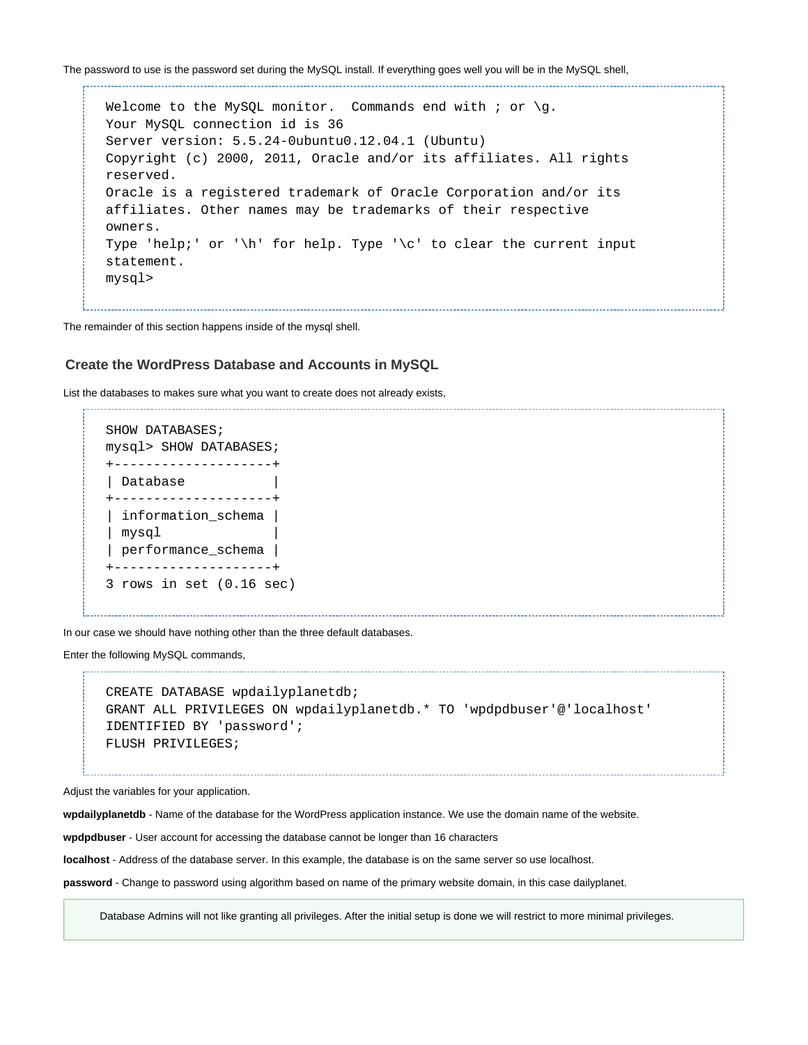The password to use is the password set during the MySQL install. If everything goes well you will be in the MySQL shell,

```
Welcome to the MySQL monitor.  Commands end with ; or \g.
Your MySQL connection id is 36
Server version: 5.5.24-0ubuntu0.12.04.1 (Ubuntu)
Copyright (c) 2000, 2011, Oracle and/or its affiliates. All rights
reserved.
Oracle is a registered trademark of Oracle Corporation and/or its
affiliates. Other names may be trademarks of their respective
owners.
Type 'help;' or '\h' for help. Type '\c' to clear the current input
statement.
mysql>
```

The remainder of this section happens inside of the mysql shell.

### Create the WordPress Database and Accounts in MySQL

List the databases to makes sure what you want to create does not already exists,

```
SHOW DATABASES;
mysql> SHOW DATABASES;
+--------------------+
| Database           |
+--------------------+
| information_schema |
| mysql              |
| performance_schema |
+--------------------+
3 rows in set (0.16 sec)
```

In our case we should have nothing other than the three default databases.

Enter the following MySQL commands,

```
CREATE DATABASE wpdailyplanetdb;
GRANT ALL PRIVILEGES ON wpdailyplanetdb.* TO 'wpdpdbuser'@'localhost'
IDENTIFIED BY 'password';
FLUSH PRIVILEGES;
```

Adjust the variables for your application.

**wpdailyplanetdb** - Name of the database for the WordPress application instance. We use the domain name of the website.

**wpdpdbuser** - User account for accessing the database cannot be longer than 16 characters

**localhost** - Address of the database server. In this example, the database is on the same server so use localhost.

**password** - Change to password using algorithm based on name of the primary website domain, in this case dailyplanet.

> Database Admins will not like granting all privileges. After the initial setup is done we will restrict to more minimal privileges.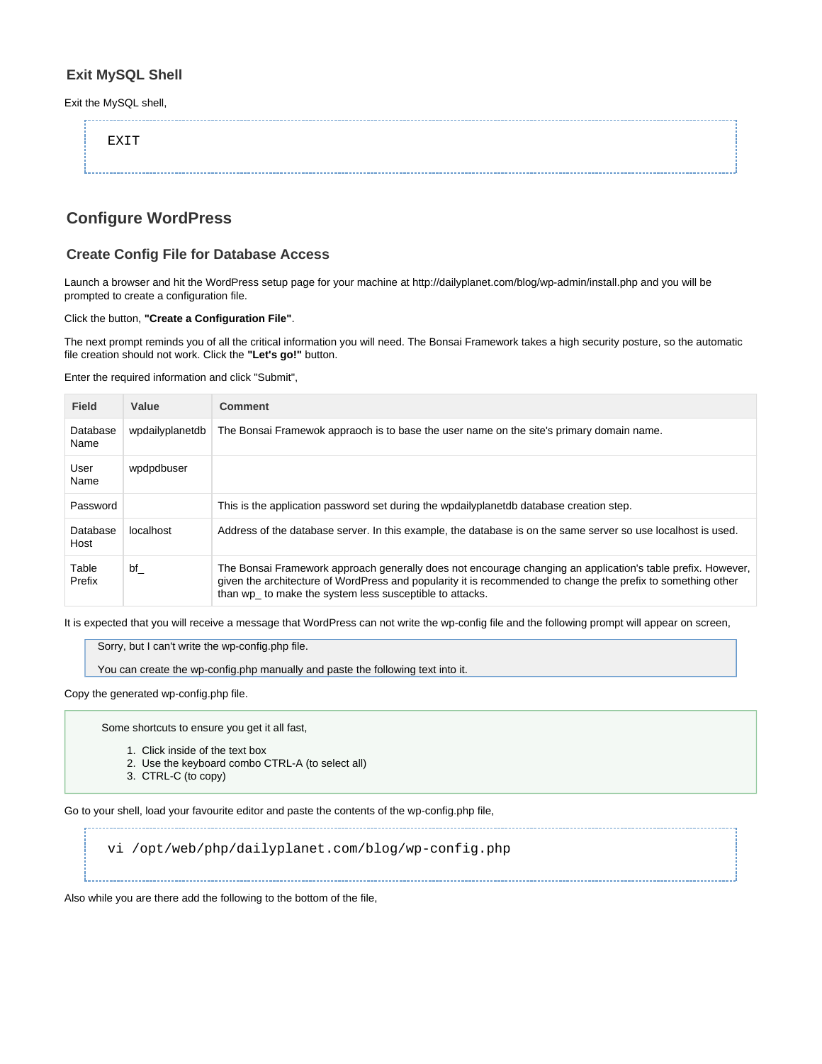### Exit MySQL Shell

Exit the MySQL shell,

```
EXIT
```

## Configure WordPress

### Create Config File for Database Access

Launch a browser and hit the WordPress setup page for your machine at http://dailyplanet.com/blog/wp-admin/install.php and you will be prompted to create a configuration file.

Click the button, **"Create a Configuration File"**.

The next prompt reminds you of all the critical information you will need. The Bonsai Framework takes a high security posture, so the automatic file creation should not work. Click the **"Let's go!"** button.

Enter the required information and click "Submit",

| Field | Value | Comment |
|---|---|---|
| Database Name | wpdailyplanetdb | The Bonsai Framewok appraoch is to base the user name on the site's primary domain name. |
| User Name | wpdpdbuser | |
| Password | | This is the application password set during the wpdailyplanetdb database creation step. |
| Database Host | localhost | Address of the database server. In this example, the database is on the same server so use localhost is used. |
| Table Prefix | bf_ | The Bonsai Framework approach generally does not encourage changing an application's table prefix. However, given the architecture of WordPress and popularity it is recommended to change the prefix to something other than wp_ to make the system less susceptible to attacks. |

It is expected that you will receive a message that WordPress can not write the wp-config file and the following prompt will appear on screen,

> Sorry, but I can't write the wp-config.php file.
>
> You can create the wp-config.php manually and paste the following text into it.

Copy the generated wp-config.php file.

> Some shortcuts to ensure you get it all fast,
>
> 1. Click inside of the text box
> 2. Use the keyboard combo CTRL-A (to select all)
> 3. CTRL-C (to copy)

Go to your shell, load your favourite editor and paste the contents of the wp-config.php file,

```
vi /opt/web/php/dailyplanet.com/blog/wp-config.php
```

Also while you are there add the following to the bottom of the file,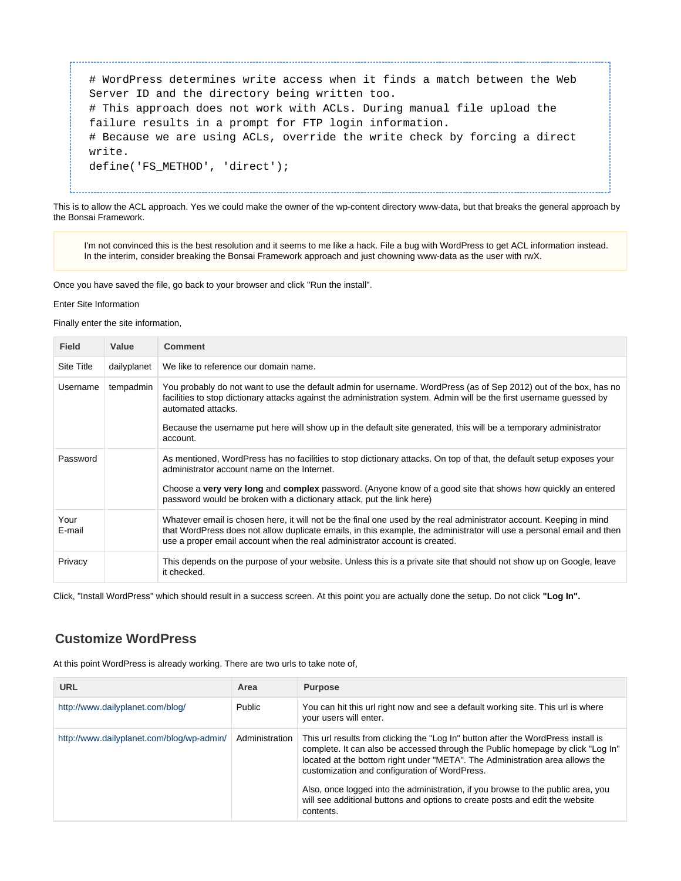```
# WordPress determines write access when it finds a match between the Web
Server ID and the directory being written too.
# This approach does not work with ACLs. During manual file upload the
failure results in a prompt for FTP login information.
# Because we are using ACLs, override the write check by forcing a direct
write.
define('FS_METHOD', 'direct');
```

This is to allow the ACL approach. Yes we could make the owner of the wp-content directory www-data, but that breaks the general approach by the Bonsai Framework.

> I'm not convinced this is the best resolution and it seems to me like a hack. File a bug with WordPress to get ACL information instead. In the interim, consider breaking the Bonsai Framework approach and just chowning www-data as the user with rwX.

Once you have saved the file, go back to your browser and click "Run the install".

Enter Site Information

Finally enter the site information,

| Field | Value | Comment |
|---|---|---|
| Site Title | dailyplanet | We like to reference our domain name. |
| Username | tempadmin | You probably do not want to use the default admin for username. WordPress (as of Sep 2012) out of the box, has no facilities to stop dictionary attacks against the administration system. Admin will be the first username guessed by automated attacks.<br><br>Because the username put here will show up in the default site generated, this will be a temporary administrator account. |
| Password | | As mentioned, WordPress has no facilities to stop dictionary attacks. On top of that, the default setup exposes your administrator account name on the Internet.<br><br>Choose a **very very long** and **complex** password. (Anyone know of a good site that shows how quickly an entered password would be broken with a dictionary attack, put the link here) |
| Your E-mail | | Whatever email is chosen here, it will not be the final one used by the real administrator account. Keeping in mind that WordPress does not allow duplicate emails, in this example, the administrator will use a personal email and then use a proper email account when the real administrator account is created. |
| Privacy | | This depends on the purpose of your website. Unless this is a private site that should not show up on Google, leave it checked. |

Click, "Install WordPress" which should result in a success screen. At this point you are actually done the setup. Do not click **"Log In".**

## Customize WordPress

At this point WordPress is already working. There are two urls to take note of,

| URL | Area | Purpose |
|---|---|---|
| http://www.dailyplanet.com/blog/ | Public | You can hit this url right now and see a default working site. This url is where your users will enter. |
| http://www.dailyplanet.com/blog/wp-admin/ | Administration | This url results from clicking the "Log In" button after the WordPress install is complete. It can also be accessed through the Public homepage by click "Log In" located at the bottom right under "META". The Administration area allows the customization and configuration of WordPress.<br><br>Also, once logged into the administration, if you browse to the public area, you will see additional buttons and options to create posts and edit the website contents. |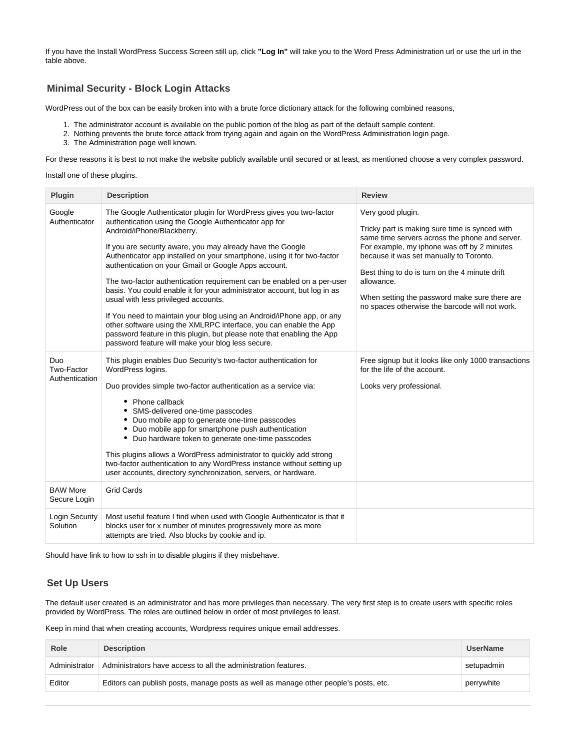If you have the Install WordPress Success Screen still up, click **"Log In"** will take you to the Word Press Administration url or use the url in the table above.

## Minimal Security - Block Login Attacks

WordPress out of the box can be easily broken into with a brute force dictionary attack for the following combined reasons,

1. The administrator account is available on the public portion of the blog as part of the default sample content.
2. Nothing prevents the brute force attack from trying again and again on the WordPress Administration login page.
3. The Administration page well known.

For these reasons it is best to not make the website publicly available until secured or at least, as mentioned choose a very complex password.

Install one of these plugins.

| Plugin | Description | Review |
| --- | --- | --- |
| Google Authenticator | The Google Authenticator plugin for WordPress gives you two-factor authentication using the Google Authenticator app for Android/iPhone/Blackberry.<br><br>If you are security aware, you may already have the Google Authenticator app installed on your smartphone, using it for two-factor authentication on your Gmail or Google Apps account.<br><br>The two-factor authentication requirement can be enabled on a per-user basis. You could enable it for your administrator account, but log in as usual with less privileged accounts.<br><br>If You need to maintain your blog using an Android/iPhone app, or any other software using the XMLRPC interface, you can enable the App password feature in this plugin, but please note that enabling the App password feature will make your blog less secure. | Very good plugin.<br><br>Tricky part is making sure time is synced with same time servers across the phone and server. For example, my iphone was off by 2 minutes because it was set manually to Toronto.<br><br>Best thing to do is turn on the 4 minute drift allowance.<br><br>When setting the password make sure there are no spaces otherwise the barcode will not work. |
| Duo Two-Factor Authentication | This plugin enables Duo Security's two-factor authentication for WordPress logins.<br><br>Duo provides simple two-factor authentication as a service via:<br><br>• Phone callback<br>• SMS-delivered one-time passcodes<br>• Duo mobile app to generate one-time passcodes<br>• Duo mobile app for smartphone push authentication<br>• Duo hardware token to generate one-time passcodes<br><br>This plugins allows a WordPress administrator to quickly add strong two-factor authentication to any WordPress instance without setting up user accounts, directory synchronization, servers, or hardware. | Free signup but it looks like only 1000 transactions for the life of the account.<br><br>Looks very professional. |
| BAW More Secure Login | Grid Cards | |
| Login Security Solution | Most useful feature I find when used with Google Authenticator is that it blocks user for x number of minutes progressively more as more attempts are tried. Also blocks by cookie and ip. | |

Should have link to how to ssh in to disable plugins if they misbehave.

## Set Up Users

The default user created is an administrator and has more privileges than necessary. The very first step is to create users with specific roles provided by WordPress. The roles are outlined below in order of most privileges to least.

Keep in mind that when creating accounts, Wordpress requires unique email addresses.

| Role | Description | UserName |
| --- | --- | --- |
| Administrator | Administrators have access to all the administration features. | setupadmin |
| Editor | Editors can publish posts, manage posts as well as manage other people's posts, etc. | perrywhite |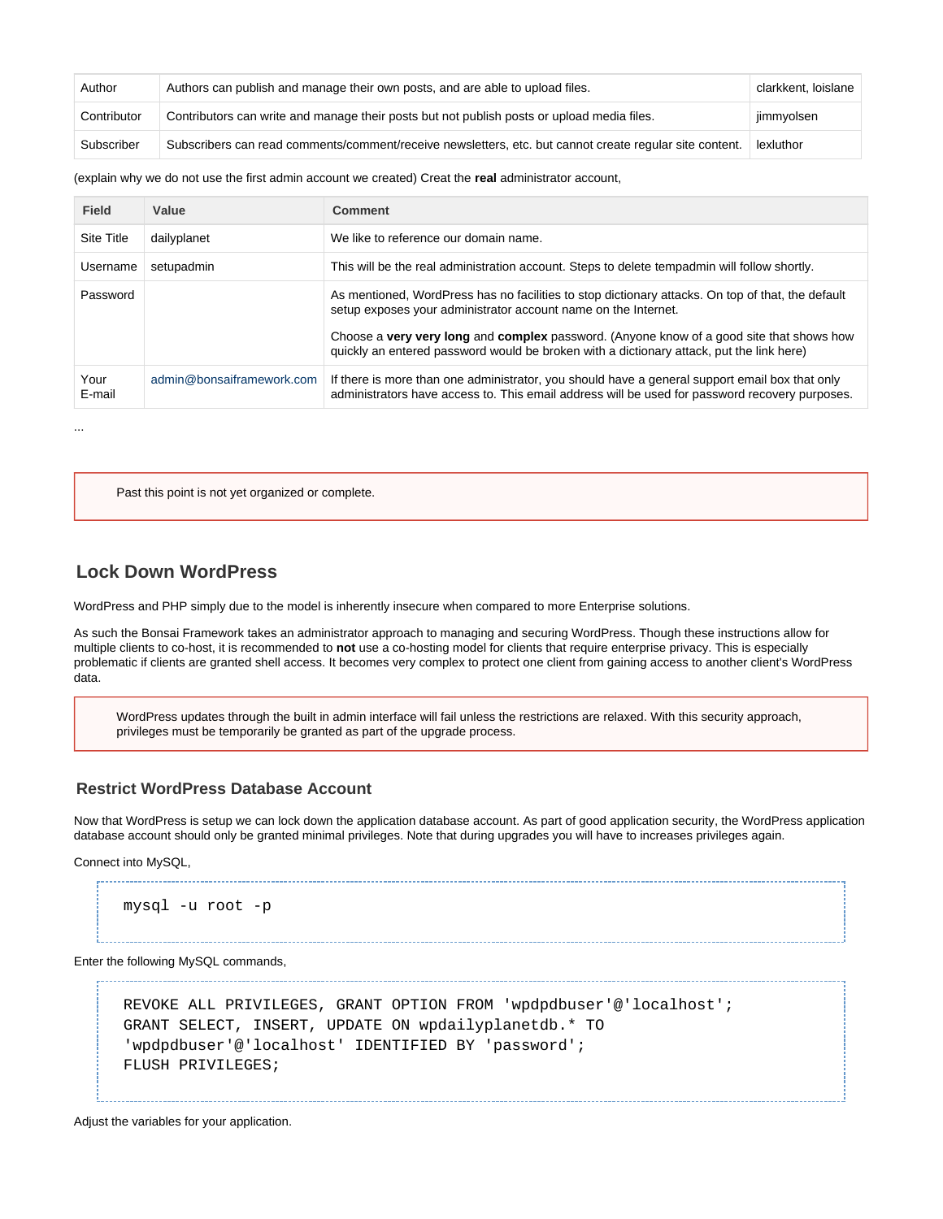| Author | Authors can publish and manage their own posts, and are able to upload files. | clarkkent, loislane |
|---|---|---|
| Contributor | Contributors can write and manage their posts but not publish posts or upload media files. | jimmyolsen |
| Subscriber | Subscribers can read comments/comment/receive newsletters, etc. but cannot create regular site content. | lexluthor |

(explain why we do not use the first admin account we created) Creat the **real** administrator account,

| Field | Value | Comment |
|---|---|---|
| Site Title | dailyplanet | We like to reference our domain name. |
| Username | setupadmin | This will be the real administration account. Steps to delete tempadmin will follow shortly. |
| Password | | As mentioned, WordPress has no facilities to stop dictionary attacks. On top of that, the default setup exposes your administrator account name on the Internet.<br><br>Choose a **very very long** and **complex** password. (Anyone know of a good site that shows how quickly an entered password would be broken with a dictionary attack, put the link here) |
| Your E-mail | admin@bonsaiframework.com | If there is more than one administrator, you should have a general support email box that only administrators have access to. This email address will be used for password recovery purposes. |

...

> Past this point is not yet organized or complete.

## Lock Down WordPress

WordPress and PHP simply due to the model is inherently insecure when compared to more Enterprise solutions.

As such the Bonsai Framework takes an administrator approach to managing and securing WordPress. Though these instructions allow for multiple clients to co-host, it is recommended to **not** use a co-hosting model for clients that require enterprise privacy. This is especially problematic if clients are granted shell access. It becomes very complex to protect one client from gaining access to another client's WordPress data.

> WordPress updates through the built in admin interface will fail unless the restrictions are relaxed. With this security approach, privileges must be temporarily be granted as part of the upgrade process.

### Restrict WordPress Database Account

Now that WordPress is setup we can lock down the application database account. As part of good application security, the WordPress application database account should only be granted minimal privileges. Note that during upgrades you will have to increases privileges again.

Connect into MySQL,

```
mysql -u root -p
```

Enter the following MySQL commands,

```
REVOKE ALL PRIVILEGES, GRANT OPTION FROM 'wpdpdbuser'@'localhost';
GRANT SELECT, INSERT, UPDATE ON wpdailyplanetdb.* TO
'wpdpdbuser'@'localhost' IDENTIFIED BY 'password';
FLUSH PRIVILEGES;
```

Adjust the variables for your application.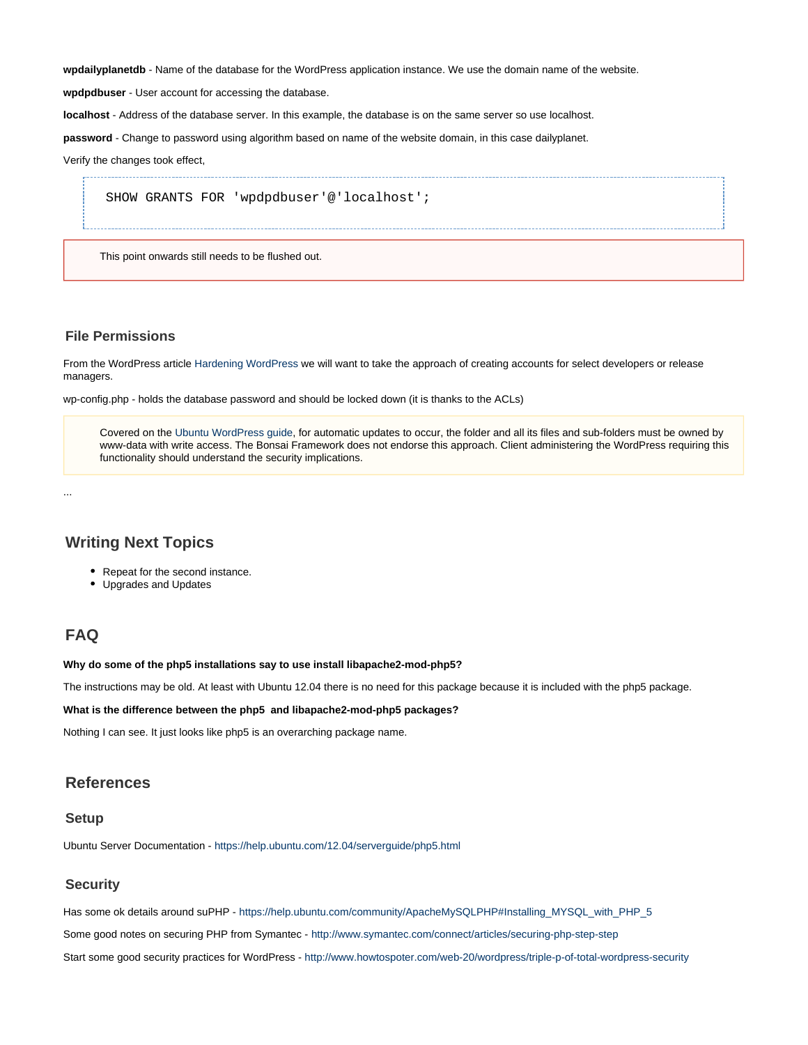**wpdailyplanetdb** - Name of the database for the WordPress application instance. We use the domain name of the website.

**wpdpdbuser** - User account for accessing the database.

**localhost** - Address of the database server. In this example, the database is on the same server so use localhost.

**password** - Change to password using algorithm based on name of the website domain, in this case dailyplanet.

Verify the changes took effect,

```
SHOW GRANTS FOR 'wpdpdbuser'@'localhost';
```

> This point onwards still needs to be flushed out.

### File Permissions

From the WordPress article Hardening WordPress we will want to take the approach of creating accounts for select developers or release managers.

wp-config.php - holds the database password and should be locked down (it is thanks to the ACLs)

> Covered on the Ubuntu WordPress guide, for automatic updates to occur, the folder and all its files and sub-folders must be owned by www-data with write access. The Bonsai Framework does not endorse this approach. Client administering the WordPress requiring this functionality should understand the security implications.

...

## Writing Next Topics

- Repeat for the second instance.
- Upgrades and Updates

## FAQ

**Why do some of the php5 installations say to use install libapache2-mod-php5?**

The instructions may be old. At least with Ubuntu 12.04 there is no need for this package because it is included with the php5 package.

**What is the difference between the php5 and libapache2-mod-php5 packages?**

Nothing I can see. It just looks like php5 is an overarching package name.

## References

### Setup

Ubuntu Server Documentation - https://help.ubuntu.com/12.04/serverguide/php5.html

### Security

Has some ok details around suPHP - https://help.ubuntu.com/community/ApacheMySQLPHP#Installing_MYSQL_with_PHP_5

Some good notes on securing PHP from Symantec - http://www.symantec.com/connect/articles/securing-php-step-step

Start some good security practices for WordPress - http://www.howtospoter.com/web-20/wordpress/triple-p-of-total-wordpress-security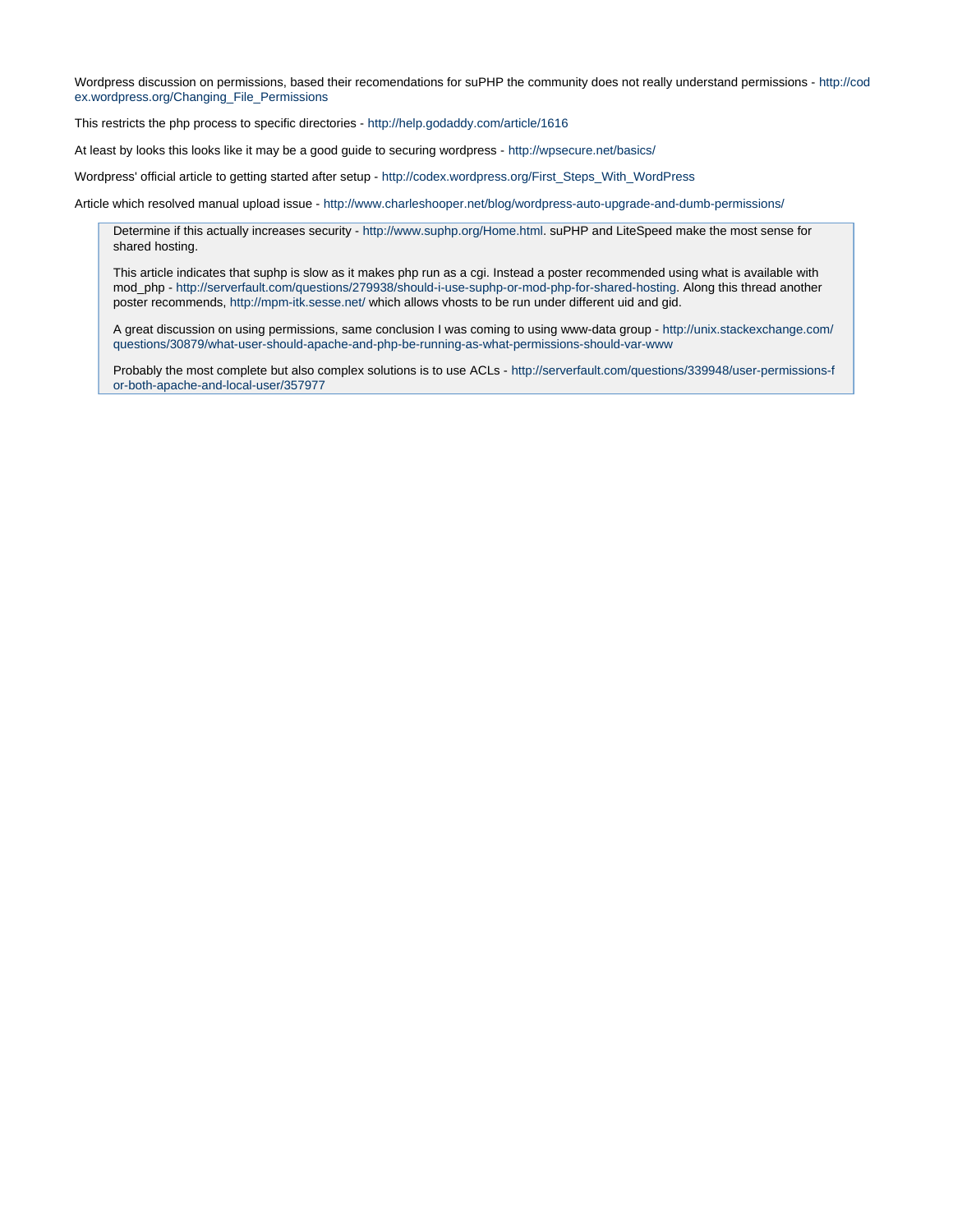Wordpress discussion on permissions, based their recomendations for suPHP the community does not really understand permissions - http://codex.wordpress.org/Changing_File_Permissions

This restricts the php process to specific directories - http://help.godaddy.com/article/1616

At least by looks this looks like it may be a good guide to securing wordpress - http://wpsecure.net/basics/

Wordpress' official article to getting started after setup - http://codex.wordpress.org/First_Steps_With_WordPress

Article which resolved manual upload issue - http://www.charleshooper.net/blog/wordpress-auto-upgrade-and-dumb-permissions/

> Determine if this actually increases security - http://www.suphp.org/Home.html. suPHP and LiteSpeed make the most sense for shared hosting.
>
> This article indicates that suphp is slow as it makes php run as a cgi. Instead a poster recommended using what is available with mod_php - http://serverfault.com/questions/279938/should-i-use-suphp-or-mod-php-for-shared-hosting. Along this thread another poster recommends, http://mpm-itk.sesse.net/ which allows vhosts to be run under different uid and gid.
>
> A great discussion on using permissions, same conclusion I was coming to using www-data group - http://unix.stackexchange.com/questions/30879/what-user-should-apache-and-php-be-running-as-what-permissions-should-var-www
>
> Probably the most complete but also complex solutions is to use ACLs - http://serverfault.com/questions/339948/user-permissions-for-both-apache-and-local-user/357977